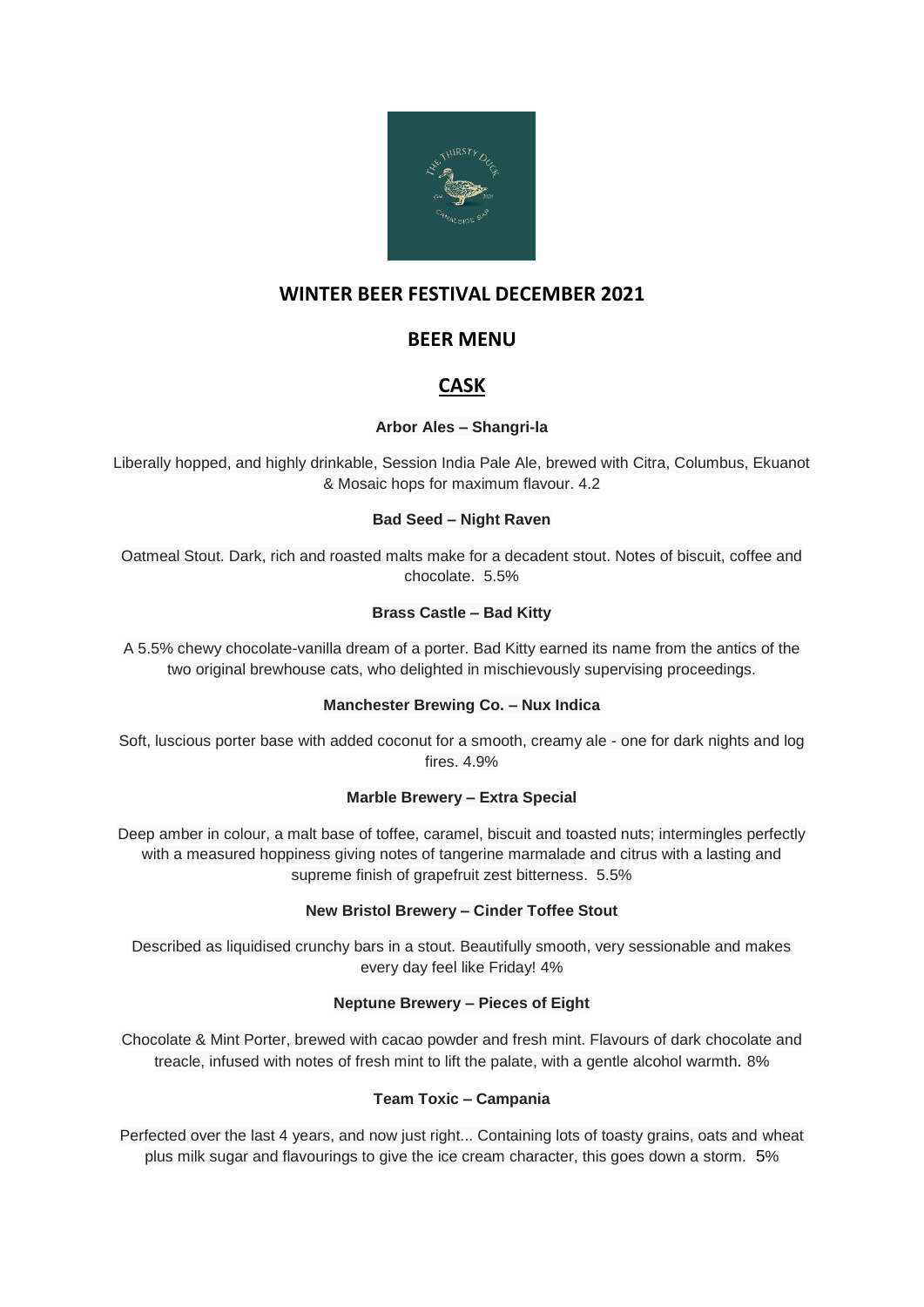# WINTER BEER FESTIVAL DECEMBER 2021

## BEER MENU

## CASK

**Arbor Ales – Shangri-la**

Liberally hopped, and highly drinkable, Session India Pale Ale, brewed with Citra, Columbus, Ekuanot & Mosaic hops for maximum flavour. 4.2

**Bad Seed – Night Raven**

Oatmeal Stout. Dark, rich and roasted malts make for a decadent stout. Notes of biscuit, coffee and chocolate. 5.5%

**Brass Castle – Bad Kitty**

A 5.5% chewy chocolate-vanilla dream of a porter. Bad Kitty earned its name from the antics of the two original brewhouse cats, who delighted in mischievously supervising proceedings.

**Manchester Brewing Co. – Nux Indica**

Soft, luscious porter base with added coconut for a smooth, creamy ale - one for dark nights and log fires. 4.9%

**Marble Brewery – Extra Special**

Deep amber in colour, a malt base of toffee, caramel, biscuit and toasted nuts; intermingles perfectly with a measured hoppiness giving notes of tangerine marmalade and citrus with a lasting and supreme finish of grapefruit zest bitterness. 5.5%

**New Bristol Brewery – Cinder Toffee Stout**

Described as liquidised crunchy bars in a stout. Beautifully smooth, very sessionable and makes every day feel like Friday! 4%

**Neptune Brewery – Pieces of Eight**

Chocolate & Mint Porter, brewed with cacao powder and fresh mint. Flavours of dark chocolate and treacle, infused with notes of fresh mint to lift the palate, with a gentle alcohol warmth. 8%

**Team Toxic – Campania**

Perfected over the last 4 years, and now just right... Containing lots of toasty grains, oats and wheat plus milk sugar and flavourings to give the ice cream character, this goes down a storm. 5%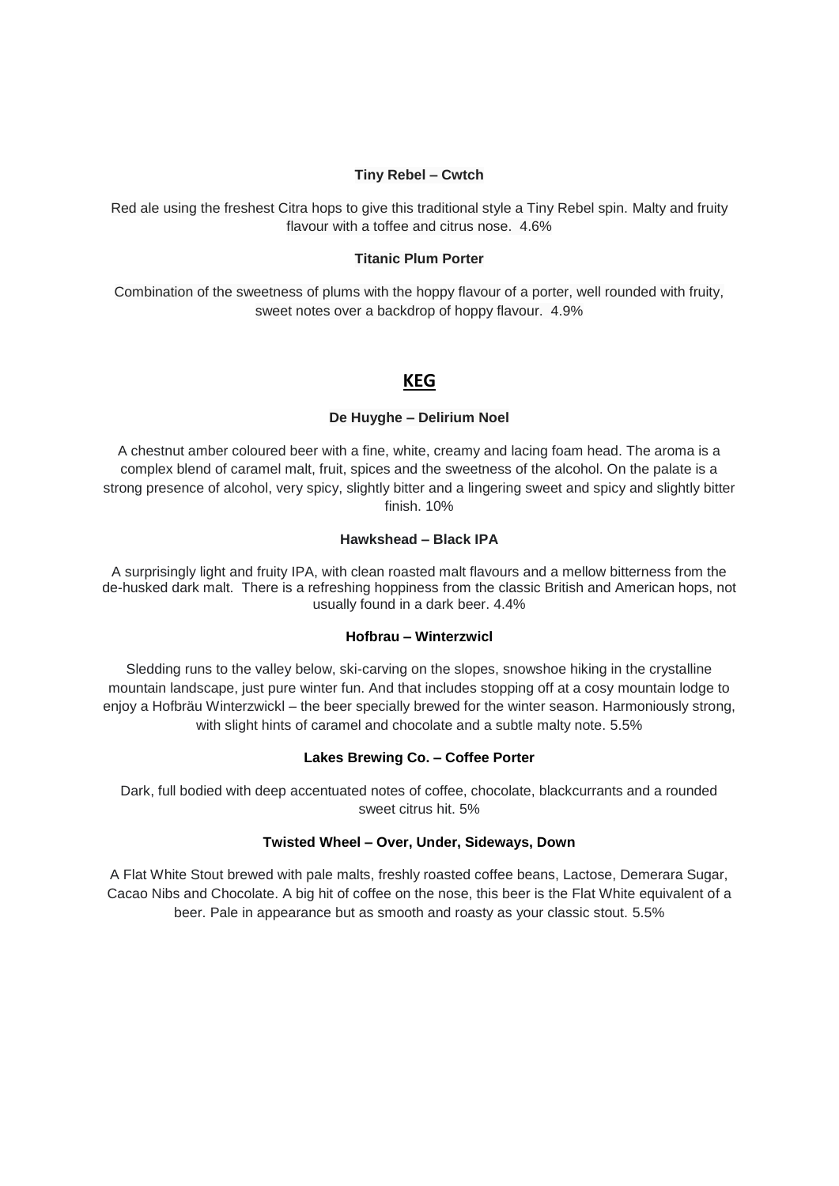**Tiny Rebel – Cwtch**

Red ale using the freshest Citra hops to give this traditional style a Tiny Rebel spin. Malty and fruity flavour with a toffee and citrus nose. 4.6%

**Titanic Plum Porter**

Combination of the sweetness of plums with the hoppy flavour of a porter, well rounded with fruity, sweet notes over a backdrop of hoppy flavour. 4.9%

## KEG

**De Huyghe – Delirium Noel**

A chestnut amber coloured beer with a fine, white, creamy and lacing foam head. The aroma is a complex blend of caramel malt, fruit, spices and the sweetness of the alcohol. On the palate is a strong presence of alcohol, very spicy, slightly bitter and a lingering sweet and spicy and slightly bitter finish. 10%

**Hawkshead – Black IPA**

A surprisingly light and fruity IPA, with clean roasted malt flavours and a mellow bitterness from the de-husked dark malt. There is a refreshing hoppiness from the classic British and American hops, not usually found in a dark beer. 4.4%

**Hofbrau – Winterzwicl**

Sledding runs to the valley below, ski-carving on the slopes, snowshoe hiking in the crystalline mountain landscape, just pure winter fun. And that includes stopping off at a cosy mountain lodge to enjoy a Hofbräu Winterzwickl – the beer specially brewed for the winter season. Harmoniously strong, with slight hints of caramel and chocolate and a subtle malty note. 5.5%

**Lakes Brewing Co. – Coffee Porter**

Dark, full bodied with deep accentuated notes of coffee, chocolate, blackcurrants and a rounded sweet citrus hit. 5%

**Twisted Wheel – Over, Under, Sideways, Down**

A Flat White Stout brewed with pale malts, freshly roasted coffee beans, Lactose, Demerara Sugar, Cacao Nibs and Chocolate. A big hit of coffee on the nose, this beer is the Flat White equivalent of a beer. Pale in appearance but as smooth and roasty as your classic stout. 5.5%